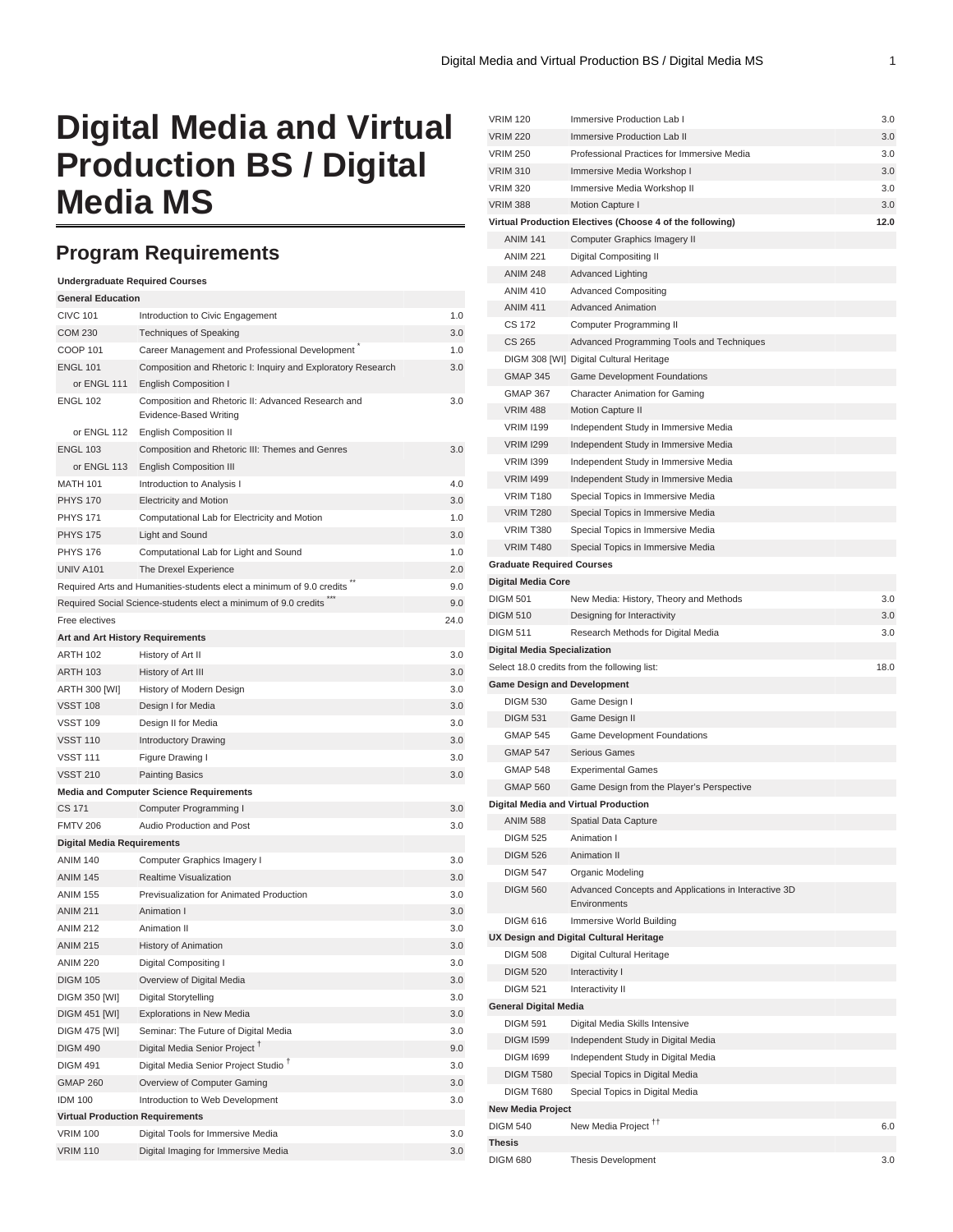# Digital Media and Virtual Production BS / Digital Media MS

## Program Requirements

| | | |
|---|---|---|
| **Undergraduate Required Courses** | | |
| **General Education** | | |
| CIVC 101 | Introduction to Civic Engagement | 1.0 |
| COM 230 | Techniques of Speaking | 3.0 |
| COOP 101 | Career Management and Professional Development * | 1.0 |
| ENGL 101 | Composition and Rhetoric I: Inquiry and Exploratory Research | 3.0 |
| or ENGL 111 | English Composition I | |
| ENGL 102 | Composition and Rhetoric II: Advanced Research and Evidence-Based Writing | 3.0 |
| or ENGL 112 | English Composition II | |
| ENGL 103 | Composition and Rhetoric III: Themes and Genres | 3.0 |
| or ENGL 113 | English Composition III | |
| MATH 101 | Introduction to Analysis I | 4.0 |
| PHYS 170 | Electricity and Motion | 3.0 |
| PHYS 171 | Computational Lab for Electricity and Motion | 1.0 |
| PHYS 175 | Light and Sound | 3.0 |
| PHYS 176 | Computational Lab for Light and Sound | 1.0 |
| UNIV A101 | The Drexel Experience | 2.0 |
| Required Arts and Humanities-students elect a minimum of 9.0 credits ** | | 9.0 |
| Required Social Science-students elect a minimum of 9.0 credits *** | | 9.0 |
| Free electives | | 24.0 |
| **Art and Art History Requirements** | | |
| ARTH 102 | History of Art II | 3.0 |
| ARTH 103 | History of Art III | 3.0 |
| ARTH 300 [WI] | History of Modern Design | 3.0 |
| VSST 108 | Design I for Media | 3.0 |
| VSST 109 | Design II for Media | 3.0 |
| VSST 110 | Introductory Drawing | 3.0 |
| VSST 111 | Figure Drawing I | 3.0 |
| VSST 210 | Painting Basics | 3.0 |
| **Media and Computer Science Requirements** | | |
| CS 171 | Computer Programming I | 3.0 |
| FMTV 206 | Audio Production and Post | 3.0 |
| **Digital Media Requirements** | | |
| ANIM 140 | Computer Graphics Imagery I | 3.0 |
| ANIM 145 | Realtime Visualization | 3.0 |
| ANIM 155 | Previsualization for Animated Production | 3.0 |
| ANIM 211 | Animation I | 3.0 |
| ANIM 212 | Animation II | 3.0 |
| ANIM 215 | History of Animation | 3.0 |
| ANIM 220 | Digital Compositing I | 3.0 |
| DIGM 105 | Overview of Digital Media | 3.0 |
| DIGM 350 [WI] | Digital Storytelling | 3.0 |
| DIGM 451 [WI] | Explorations in New Media | 3.0 |
| DIGM 475 [WI] | Seminar: The Future of Digital Media | 3.0 |
| DIGM 490 | Digital Media Senior Project † | 9.0 |
| DIGM 491 | Digital Media Senior Project Studio † | 3.0 |
| GMAP 260 | Overview of Computer Gaming | 3.0 |
| IDM 100 | Introduction to Web Development | 3.0 |
| **Virtual Production Requirements** | | |
| VRIM 100 | Digital Tools for Immersive Media | 3.0 |
| VRIM 110 | Digital Imaging for Immersive Media | 3.0 |
| VRIM 120 | Immersive Production Lab I | 3.0 |
| VRIM 220 | Immersive Production Lab II | 3.0 |
| VRIM 250 | Professional Practices for Immersive Media | 3.0 |
| VRIM 310 | Immersive Media Workshop I | 3.0 |
| VRIM 320 | Immersive Media Workshop II | 3.0 |
| VRIM 388 | Motion Capture I | 3.0 |
| **Virtual Production Electives (Choose 4 of the following)** | | **12.0** |
| ANIM 141 | Computer Graphics Imagery II | |
| ANIM 221 | Digital Compositing II | |
| ANIM 248 | Advanced Lighting | |
| ANIM 410 | Advanced Compositing | |
| ANIM 411 | Advanced Animation | |
| CS 172 | Computer Programming II | |
| CS 265 | Advanced Programming Tools and Techniques | |
| DIGM 308 [WI] | Digital Cultural Heritage | |
| GMAP 345 | Game Development Foundations | |
| GMAP 367 | Character Animation for Gaming | |
| VRIM 488 | Motion Capture II | |
| VRIM I199 | Independent Study in Immersive Media | |
| VRIM I299 | Independent Study in Immersive Media | |
| VRIM I399 | Independent Study in Immersive Media | |
| VRIM I499 | Independent Study in Immersive Media | |
| VRIM T180 | Special Topics in Immersive Media | |
| VRIM T280 | Special Topics in Immersive Media | |
| VRIM T380 | Special Topics in Immersive Media | |
| VRIM T480 | Special Topics in Immersive Media | |
| **Graduate Required Courses** | | |
| **Digital Media Core** | | |
| DIGM 501 | New Media: History, Theory and Methods | 3.0 |
| DIGM 510 | Designing for Interactivity | 3.0 |
| DIGM 511 | Research Methods for Digital Media | 3.0 |
| **Digital Media Specialization** | | |
| Select 18.0 credits from the following list: | | 18.0 |
| **Game Design and Development** | | |
| DIGM 530 | Game Design I | |
| DIGM 531 | Game Design II | |
| GMAP 545 | Game Development Foundations | |
| GMAP 547 | Serious Games | |
| GMAP 548 | Experimental Games | |
| GMAP 560 | Game Design from the Player's Perspective | |
| **Digital Media and Virtual Production** | | |
| ANIM 588 | Spatial Data Capture | |
| DIGM 525 | Animation I | |
| DIGM 526 | Animation II | |
| DIGM 547 | Organic Modeling | |
| DIGM 560 | Advanced Concepts and Applications in Interactive 3D Environments | |
| DIGM 616 | Immersive World Building | |
| **UX Design and Digital Cultural Heritage** | | |
| DIGM 508 | Digital Cultural Heritage | |
| DIGM 520 | Interactivity I | |
| DIGM 521 | Interactivity II | |
| **General Digital Media** | | |
| DIGM 591 | Digital Media Skills Intensive | |
| DIGM I599 | Independent Study in Digital Media | |
| DIGM I699 | Independent Study in Digital Media | |
| DIGM T580 | Special Topics in Digital Media | |
| DIGM T680 | Special Topics in Digital Media | |
| **New Media Project** | | |
| DIGM 540 | New Media Project †† | 6.0 |
| **Thesis** | | |
| DIGM 680 | Thesis Development | 3.0 |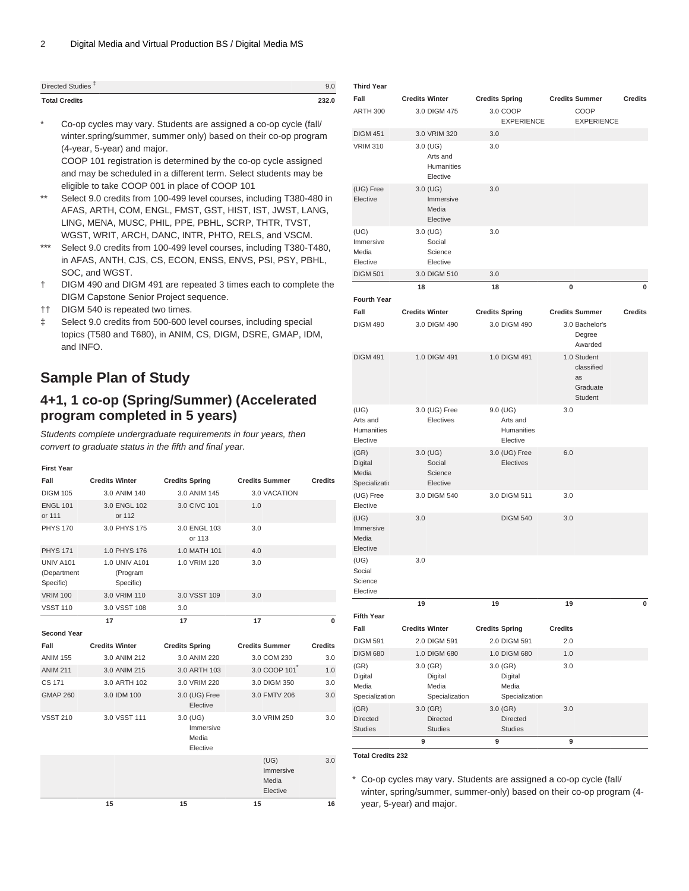| | |
|---|---|
| Directed Studies ‡ | 9.0 |
| **Total Credits** | **232.0** |

\* Co-op cycles may vary. Students are assigned a co-op cycle (fall/winter.spring/summer, summer only) based on their co-op program (4-year, 5-year) and major.
COOP 101 registration is determined by the co-op cycle assigned and may be scheduled in a different term. Select students may be eligible to take COOP 001 in place of COOP 101

\*\* Select 9.0 credits from 100-499 level courses, including T380-480 in AFAS, ARTH, COM, ENGL, FMST, GST, HIST, IST, JWST, LANG, LING, MENA, MUSC, PHIL, PPE, PBHL, SCRP, THTR, TVST, WGST, WRIT, ARCH, DANC, INTR, PHTO, RELS, and VSCM.

\*\*\* Select 9.0 credits from 100-499 level courses, including T380-T480, in AFAS, ANTH, CJS, CS, ECON, ENSS, ENVS, PSI, PSY, PBHL, SOC, and WGST.

† DIGM 490 and DIGM 491 are repeated 3 times each to complete the DIGM Capstone Senior Project sequence.

†† DIGM 540 is repeated two times.

‡ Select 9.0 credits from 500-600 level courses, including special topics (T580 and T680), in ANIM, CS, DIGM, DSRE, GMAP, IDM, and INFO.

## Sample Plan of Study

### 4+1, 1 co-op (Spring/Summer) (Accelerated program completed in 5 years)

*Students complete undergraduate requirements in four years, then convert to graduate status in the fifth and final year.*

**First Year**

| Fall | Credits | Winter | Credits | Spring | Credits | Summer | Credits |
|---|---|---|---|---|---|---|---|
| DIGM 105 | 3.0 | ANIM 140 | 3.0 | ANIM 145 | 3.0 | VACATION | |
| ENGL 101 or 111 | 3.0 | ENGL 102 or 112 | 3.0 | CIVC 101 | 1.0 | | |
| PHYS 170 | 3.0 | PHYS 175 | 3.0 | ENGL 103 or 113 | 3.0 | | |
| PHYS 171 | 1.0 | PHYS 176 | 1.0 | MATH 101 | 4.0 | | |
| UNIV A101 (Department Specific) | 1.0 | UNIV A101 (Program Specific) | 1.0 | VRIM 120 | 3.0 | | |
| VRIM 100 | 3.0 | VRIM 110 | 3.0 | VSST 109 | 3.0 | | |
| VSST 110 | 3.0 | VSST 108 | 3.0 | | | | |
| | 17 | | 17 | | 17 | | 0 |

**Second Year**

| Fall | Credits | Winter | Credits | Spring | Credits | Summer | Credits |
|---|---|---|---|---|---|---|---|
| ANIM 155 | 3.0 | ANIM 212 | 3.0 | ANIM 220 | 3.0 | COM 230 | 3.0 |
| ANIM 211 | 3.0 | ANIM 215 | 3.0 | ARTH 103 | 3.0 | COOP 101* | 1.0 |
| CS 171 | 3.0 | ARTH 102 | 3.0 | VRIM 220 | 3.0 | DIGM 350 | 3.0 |
| GMAP 260 | 3.0 | IDM 100 | 3.0 | (UG) Free Elective | 3.0 | FMTV 206 | 3.0 |
| VSST 210 | 3.0 | VSST 111 | 3.0 | (UG) Immersive Media Elective | 3.0 | VRIM 250 | 3.0 |
| | | | | | | (UG) Immersive Media Elective | 3.0 |
| | 15 | | 15 | | 15 | | 16 |

**Third Year**

| Fall | Credits | Winter | Credits | Spring | Credits | Summer | Credits |
|---|---|---|---|---|---|---|---|
| ARTH 300 | 3.0 | DIGM 475 | 3.0 | COOP EXPERIENCE | | COOP EXPERIENCE | |
| DIGM 451 | 3.0 | VRIM 320 | 3.0 | | | | |
| VRIM 310 | 3.0 | (UG) Arts and Humanities Elective | 3.0 | | | | |
| (UG) Free Elective | 3.0 | (UG) Immersive Media Elective | 3.0 | | | | |
| (UG) Immersive Media Elective | 3.0 | (UG) Social Science Elective | 3.0 | | | | |
| DIGM 501 | 3.0 | DIGM 510 | 3.0 | | | | |
| | 18 | | 18 | | 0 | | 0 |

**Fourth Year**

| Fall | Credits | Winter | Credits | Spring | Credits | Summer | Credits |
|---|---|---|---|---|---|---|---|
| DIGM 490 | 3.0 | DIGM 490 | 3.0 | DIGM 490 | 3.0 | Bachelor's Degree Awarded | |
| DIGM 491 | 1.0 | DIGM 491 | 1.0 | DIGM 491 | 1.0 | Student classified as Graduate Student | |
| (UG) Arts and Humanities Elective | 3.0 | (UG) Free Electives | 9.0 | (UG) Arts and Humanities Elective | 3.0 | | |
| (GR) Digital Media Specialization | 3.0 | (UG) Social Science Elective | 3.0 | (UG) Free Electives | 6.0 | | |
| (UG) Free Elective | 3.0 | DIGM 540 | 3.0 | DIGM 511 | 3.0 | | |
| (UG) Immersive Media Elective | 3.0 | | | DIGM 540 | 3.0 | | |
| (UG) Social Science Elective | 3.0 | | | | | | |
| | 19 | | 19 | | 19 | | 0 |

**Fifth Year**

| Fall | Credits | Winter | Credits | Spring | Credits |
|---|---|---|---|---|---|
| DIGM 591 | 2.0 | DIGM 591 | 2.0 | DIGM 591 | 2.0 |
| DIGM 680 | 1.0 | DIGM 680 | 1.0 | DIGM 680 | 1.0 |
| (GR) Digital Media Specialization | 3.0 | (GR) Digital Media Specialization | 3.0 | (GR) Digital Media Specialization | 3.0 |
| (GR) Directed Studies | 3.0 | (GR) Directed Studies | 3.0 | (GR) Directed Studies | 3.0 |
| | 9 | | 9 | | 9 |

**Total Credits 232**

\* Co-op cycles may vary. Students are assigned a co-op cycle (fall/winter, spring/summer, summer-only) based on their co-op program (4-year, 5-year) and major.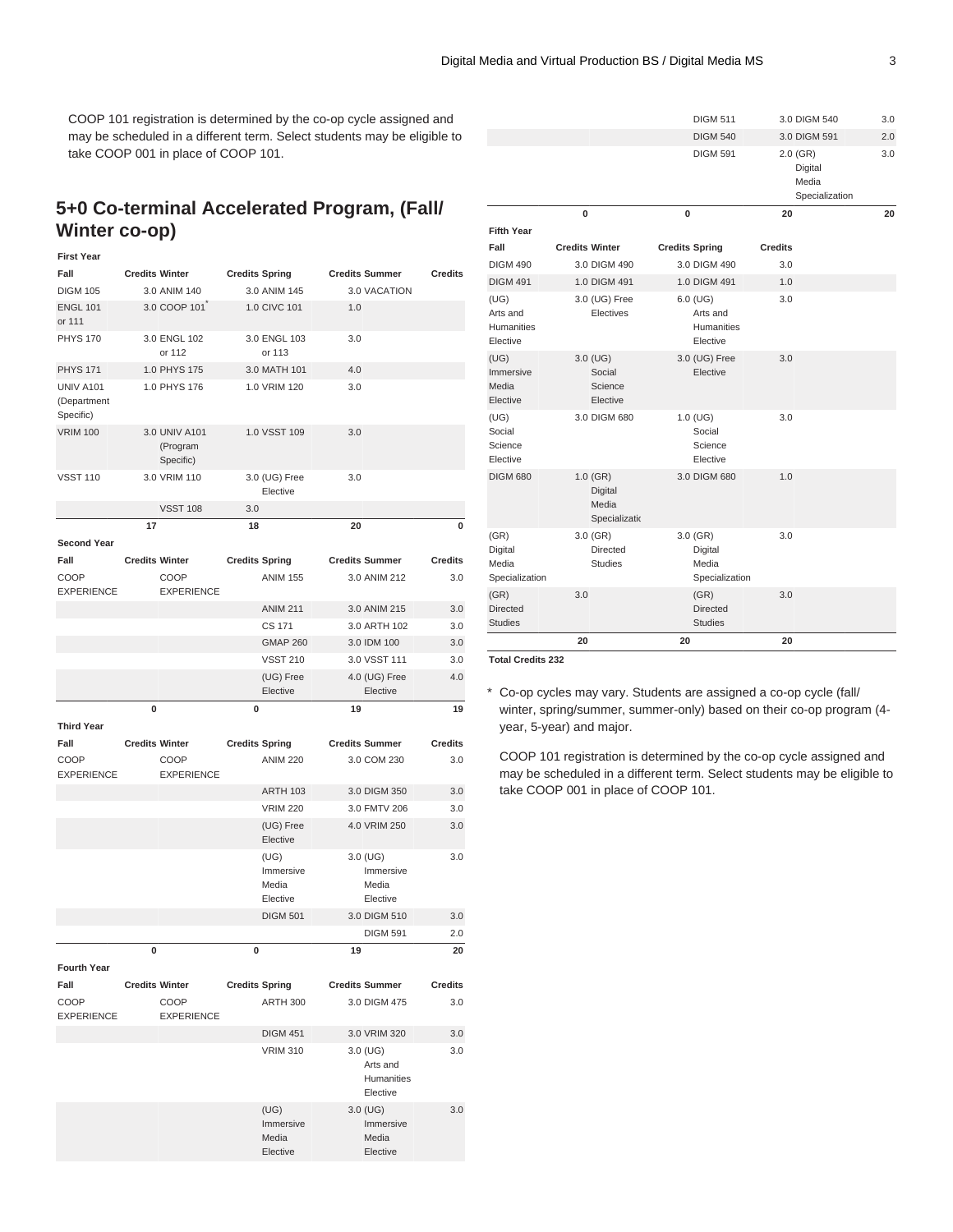COOP 101 registration is determined by the co-op cycle assigned and may be scheduled in a different term. Select students may be eligible to take COOP 001 in place of COOP 101.

## 5+0 Co-terminal Accelerated Program, (Fall/ Winter co-op)

**First Year**

| Fall | Credits | Winter | Credits | Spring | Credits | Summer | Credits |
|---|---|---|---|---|---|---|---|
| DIGM 105 | 3.0 | ANIM 140 | 3.0 | ANIM 145 | 3.0 | VACATION | |
| ENGL 101 or 111 | 3.0 | COOP 101* | 1.0 | CIVC 101 | 1.0 | | |
| PHYS 170 | 3.0 | ENGL 102 or 112 | 3.0 | ENGL 103 or 113 | 3.0 | | |
| PHYS 171 | 1.0 | PHYS 175 | 3.0 | MATH 101 | 4.0 | | |
| UNIV A101 (Department Specific) | 1.0 | PHYS 176 | 1.0 | VRIM 120 | 3.0 | | |
| VRIM 100 | 3.0 | UNIV A101 (Program Specific) | 1.0 | VSST 109 | 3.0 | | |
| VSST 110 | 3.0 | VRIM 110 | 3.0 | (UG) Free Elective | 3.0 | | |
| | | VSST 108 | 3.0 | | | | |
| | 17 | | 18 | | 20 | | 0 |

**Second Year**

| Fall | Credits | Winter | Credits | Spring | Credits | Summer | Credits |
|---|---|---|---|---|---|---|---|
| COOP EXPERIENCE | | COOP EXPERIENCE | | ANIM 155 | 3.0 | ANIM 212 | 3.0 |
| | | | | ANIM 211 | 3.0 | ANIM 215 | 3.0 |
| | | | | CS 171 | 3.0 | ARTH 102 | 3.0 |
| | | | | GMAP 260 | 3.0 | IDM 100 | 3.0 |
| | | | | VSST 210 | 3.0 | VSST 111 | 3.0 |
| | | | | (UG) Free Elective | 4.0 | (UG) Free Elective | 4.0 |
| | 0 | | 0 | | 19 | | 19 |

**Third Year**

| Fall | Credits | Winter | Credits | Spring | Credits | Summer | Credits |
|---|---|---|---|---|---|---|---|
| COOP EXPERIENCE | | COOP EXPERIENCE | | ANIM 220 | 3.0 | COM 230 | 3.0 |
| | | | | ARTH 103 | 3.0 | DIGM 350 | 3.0 |
| | | | | VRIM 220 | 3.0 | FMTV 206 | 3.0 |
| | | | | (UG) Free Elective | 4.0 | VRIM 250 | 3.0 |
| | | | | (UG) Immersive Media Elective | 3.0 | (UG) Immersive Media Elective | 3.0 |
| | | | | DIGM 501 | 3.0 | DIGM 510 | 3.0 |
| | | | | | | DIGM 591 | 2.0 |
| | 0 | | 0 | | 19 | | 20 |

**Fourth Year**

| Fall | Credits | Winter | Credits | Spring | Credits | Summer | Credits |
|---|---|---|---|---|---|---|---|
| COOP EXPERIENCE | | COOP EXPERIENCE | | ARTH 300 | 3.0 | DIGM 475 | 3.0 |
| | | | | DIGM 451 | 3.0 | VRIM 320 | 3.0 |
| | | | | VRIM 310 | 3.0 | (UG) Arts and Humanities Elective | 3.0 |
| | | | | (UG) Immersive Media Elective | 3.0 | (UG) Immersive Media Elective | 3.0 |
| | | | | DIGM 511 | 3.0 | DIGM 540 | 3.0 |
| | | | | DIGM 540 | 3.0 | DIGM 591 | 2.0 |
| | | | | DIGM 591 | 2.0 | (GR) Digital Media Specialization | 3.0 |
| | 0 | | 0 | | 20 | | 20 |

**Fifth Year**

| Fall | Credits | Winter | Credits | Spring | Credits |
|---|---|---|---|---|---|
| DIGM 490 | 3.0 | DIGM 490 | 3.0 | DIGM 490 | 3.0 |
| DIGM 491 | 1.0 | DIGM 491 | 1.0 | DIGM 491 | 1.0 |
| (UG) Arts and Humanities Elective | 3.0 | (UG) Free Electives | 6.0 | (UG) Arts and Humanities Elective | 3.0 |
| (UG) Immersive Media Elective | 3.0 | (UG) Social Science Elective | 3.0 | (UG) Free Elective | 3.0 |
| (UG) Social Science Elective | 3.0 | DIGM 680 | 1.0 | (UG) Social Science Elective | 3.0 |
| DIGM 680 | 1.0 | (GR) Digital Media Specialization | 3.0 | DIGM 680 | 1.0 |
| (GR) Digital Media Specialization | 3.0 | (GR) Directed Studies | 3.0 | (GR) Digital Media Specialization | 3.0 |
| (GR) Directed Studies | 3.0 | | | (GR) Directed Studies | 3.0 |
| | 20 | | 20 | | 20 |

**Total Credits 232**

\* Co-op cycles may vary. Students are assigned a co-op cycle (fall/ winter, spring/summer, summer-only) based on their co-op program (4-year, 5-year) and major.

COOP 101 registration is determined by the co-op cycle assigned and may be scheduled in a different term. Select students may be eligible to take COOP 001 in place of COOP 101.